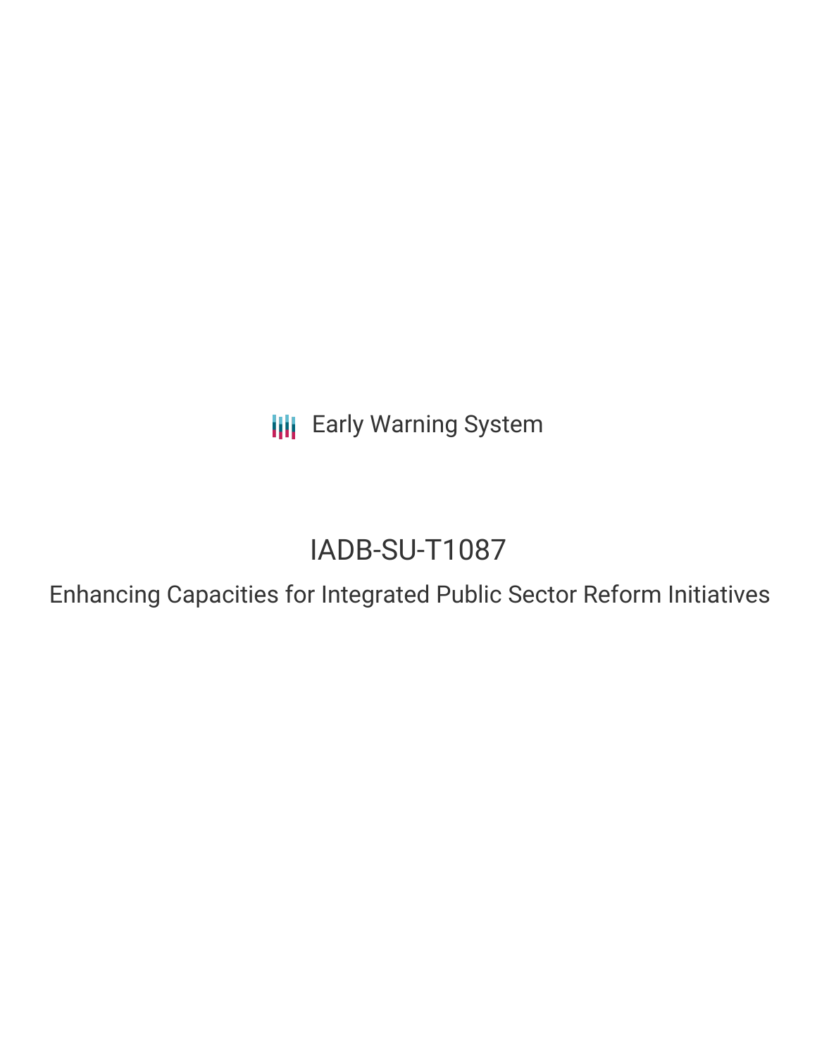Early Warning System

# IADB-SU-T1087

## Enhancing Capacities for Integrated Public Sector Reform Initiatives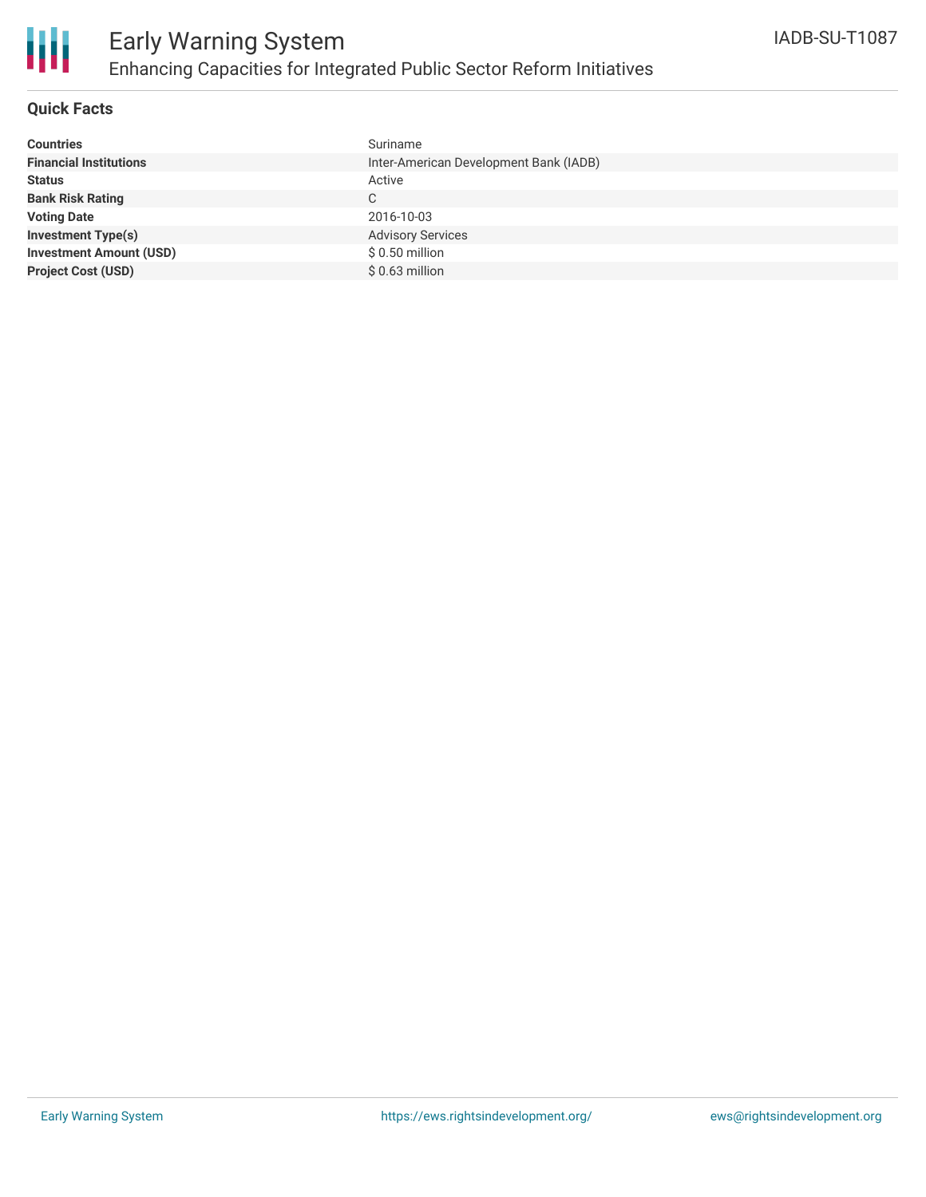# Early Warning System

## Enhancing Capacities for Integrated Public Sector Reform Initiatives

IADB-SU-T1087

### Quick Facts

| | |
|---|---|
| **Countries** | Suriname |
| **Financial Institutions** | Inter-American Development Bank (IADB) |
| **Status** | Active |
| **Bank Risk Rating** | C |
| **Voting Date** | 2016-10-03 |
| **Investment Type(s)** | Advisory Services |
| **Investment Amount (USD)** | $ 0.50 million |
| **Project Cost (USD)** | $ 0.63 million |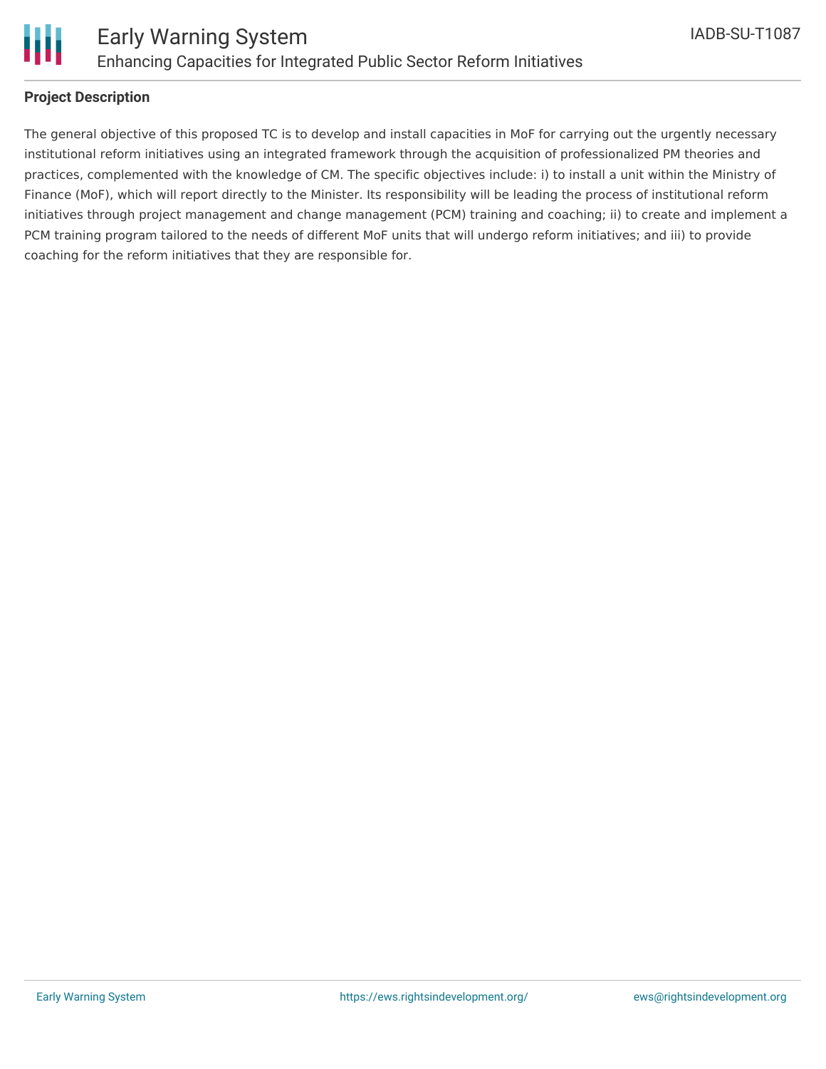## Project Description

The general objective of this proposed TC is to develop and install capacities in MoF for carrying out the urgently necessary institutional reform initiatives using an integrated framework through the acquisition of professionalized PM theories and practices, complemented with the knowledge of CM. The specific objectives include: i) to install a unit within the Ministry of Finance (MoF), which will report directly to the Minister. Its responsibility will be leading the process of institutional reform initiatives through project management and change management (PCM) training and coaching; ii) to create and implement a PCM training program tailored to the needs of different MoF units that will undergo reform initiatives; and iii) to provide coaching for the reform initiatives that they are responsible for.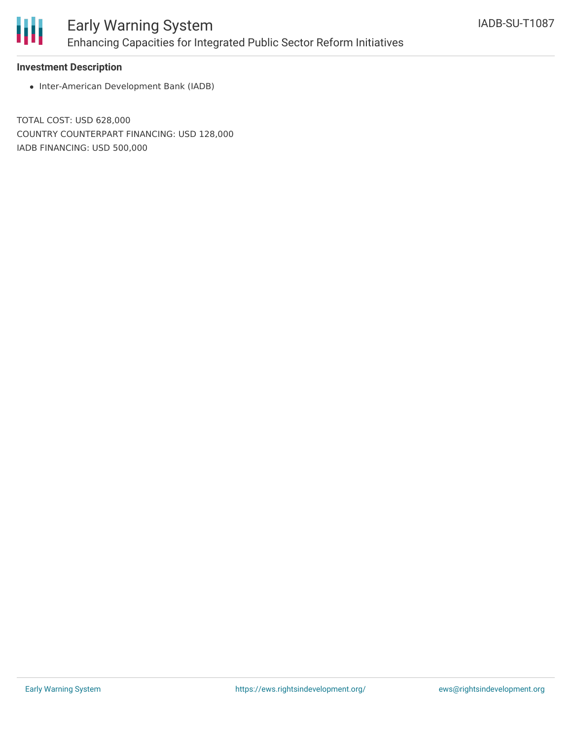**Investment Description**

- Inter-American Development Bank (IADB)

TOTAL COST: USD 628,000
COUNTRY COUNTERPART FINANCING: USD 128,000
IADB FINANCING: USD 500,000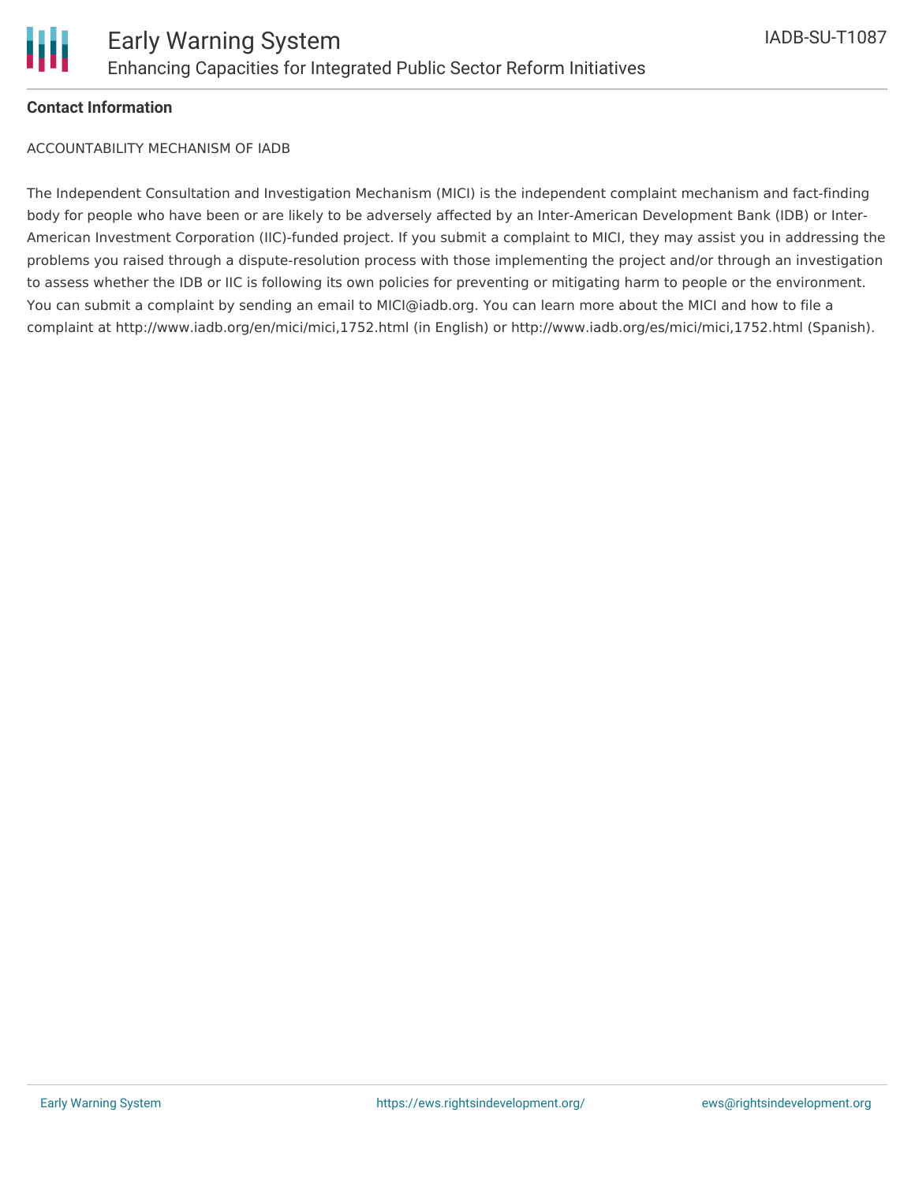**Contact Information**

ACCOUNTABILITY MECHANISM OF IADB

The Independent Consultation and Investigation Mechanism (MICI) is the independent complaint mechanism and fact-finding body for people who have been or are likely to be adversely affected by an Inter-American Development Bank (IDB) or Inter-American Investment Corporation (IIC)-funded project. If you submit a complaint to MICI, they may assist you in addressing the problems you raised through a dispute-resolution process with those implementing the project and/or through an investigation to assess whether the IDB or IIC is following its own policies for preventing or mitigating harm to people or the environment. You can submit a complaint by sending an email to MICI@iadb.org. You can learn more about the MICI and how to file a complaint at http://www.iadb.org/en/mici/mici,1752.html (in English) or http://www.iadb.org/es/mici/mici,1752.html (Spanish).